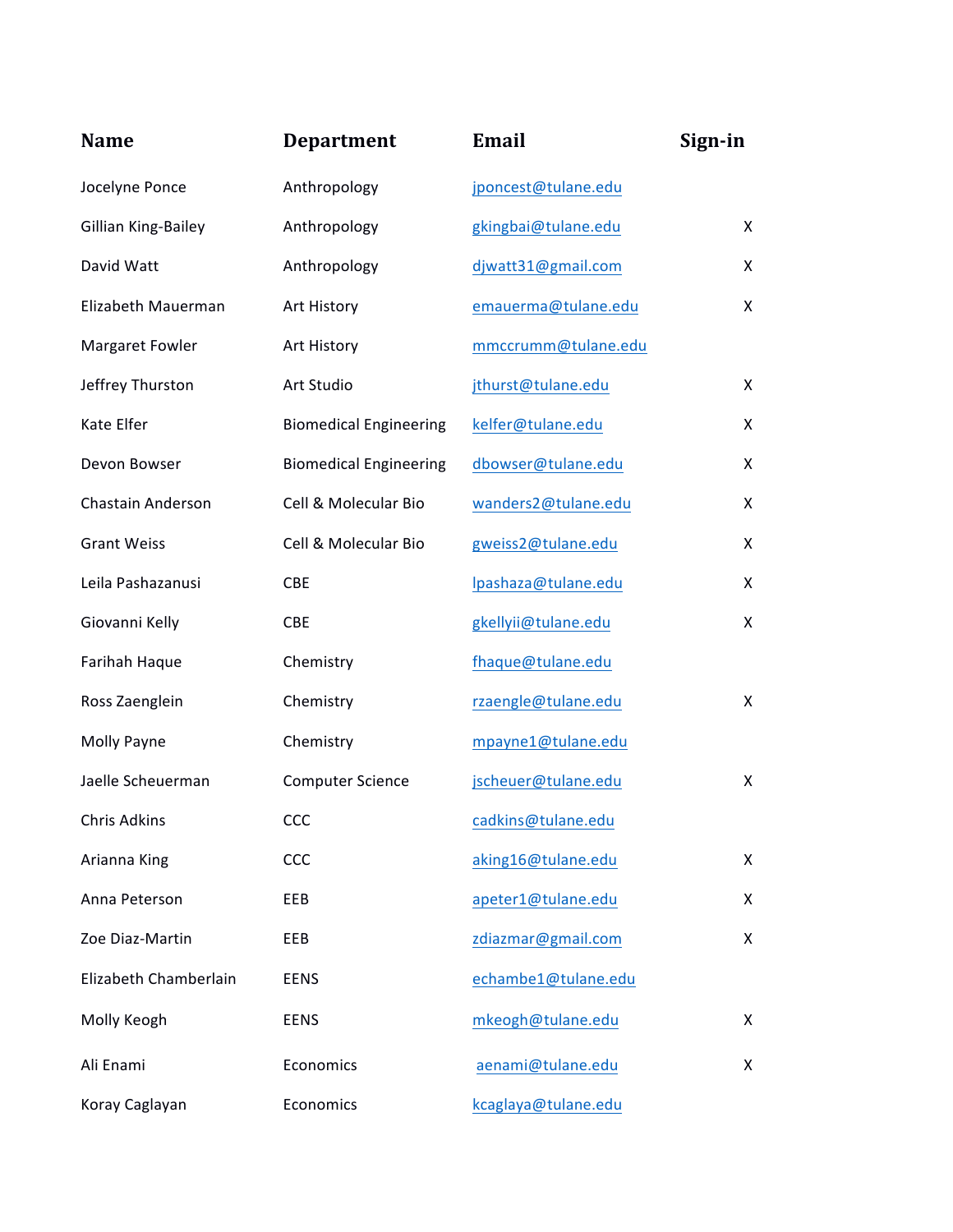| Name | Department | Email | Sign-in |
|---|---|---|---|
| Jocelyne Ponce | Anthropology | jponcest@tulane.edu | |
| Gillian King-Bailey | Anthropology | gkingbai@tulane.edu | X |
| David Watt | Anthropology | djwatt31@gmail.com | X |
| Elizabeth Mauerman | Art History | emauerma@tulane.edu | X |
| Margaret Fowler | Art History | mmccrumm@tulane.edu | |
| Jeffrey Thurston | Art Studio | jthurst@tulane.edu | X |
| Kate Elfer | Biomedical Engineering | kelfer@tulane.edu | X |
| Devon Bowser | Biomedical Engineering | dbowser@tulane.edu | X |
| Chastain Anderson | Cell & Molecular Bio | wanders2@tulane.edu | X |
| Grant Weiss | Cell & Molecular Bio | gweiss2@tulane.edu | X |
| Leila Pashazanusi | CBE | lpashaza@tulane.edu | X |
| Giovanni Kelly | CBE | gkellyii@tulane.edu | X |
| Farihah Haque | Chemistry | fhaque@tulane.edu | |
| Ross Zaenglein | Chemistry | rzaengle@tulane.edu | X |
| Molly Payne | Chemistry | mpayne1@tulane.edu | |
| Jaelle Scheuerman | Computer Science | jscheuer@tulane.edu | X |
| Chris Adkins | CCC | cadkins@tulane.edu | |
| Arianna King | CCC | aking16@tulane.edu | X |
| Anna Peterson | EEB | apeter1@tulane.edu | X |
| Zoe Diaz-Martin | EEB | zdiazmar@gmail.com | X |
| Elizabeth Chamberlain | EENS | echambe1@tulane.edu | |
| Molly Keogh | EENS | mkeogh@tulane.edu | X |
| Ali Enami | Economics | aenami@tulane.edu | X |
| Koray Caglayan | Economics | kcaglaya@tulane.edu | |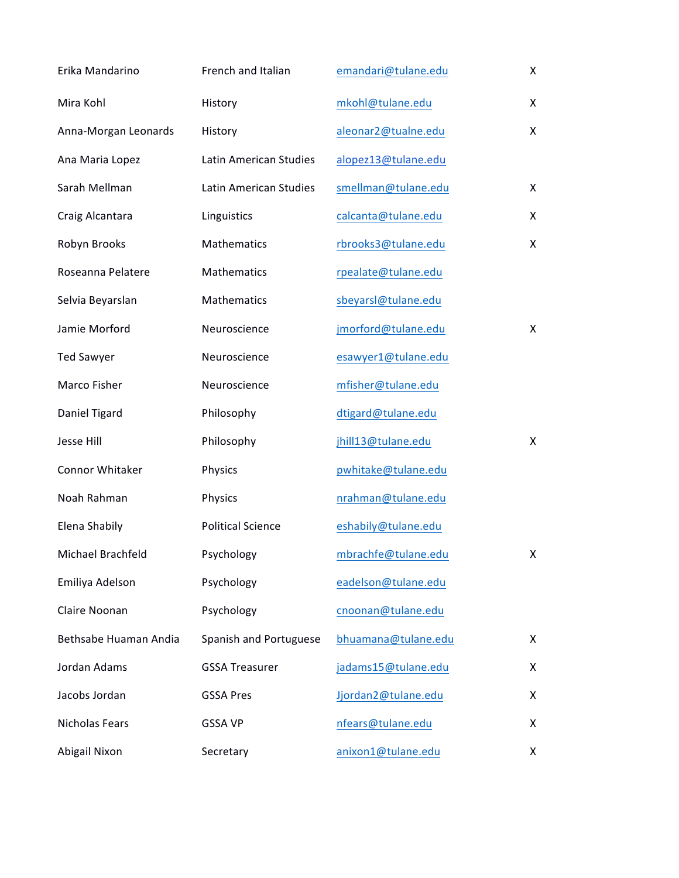| | | | |
|---|---|---|---|
| Erika Mandarino | French and Italian | emandari@tulane.edu | X |
| Mira Kohl | History | mkohl@tulane.edu | X |
| Anna-Morgan Leonards | History | aleonar2@tualne.edu | X |
| Ana Maria Lopez | Latin American Studies | alopez13@tulane.edu | |
| Sarah Mellman | Latin American Studies | smellman@tulane.edu | X |
| Craig Alcantara | Linguistics | calcanta@tulane.edu | X |
| Robyn Brooks | Mathematics | rbrooks3@tulane.edu | X |
| Roseanna Pelatere | Mathematics | rpealate@tulane.edu | |
| Selvia Beyarslan | Mathematics | sbeyarsl@tulane.edu | |
| Jamie Morford | Neuroscience | jmorford@tulane.edu | X |
| Ted Sawyer | Neuroscience | esawyer1@tulane.edu | |
| Marco Fisher | Neuroscience | mfisher@tulane.edu | |
| Daniel Tigard | Philosophy | dtigard@tulane.edu | |
| Jesse Hill | Philosophy | jhill13@tulane.edu | X |
| Connor Whitaker | Physics | pwhitake@tulane.edu | |
| Noah Rahman | Physics | nrahman@tulane.edu | |
| Elena Shabily | Political Science | eshabily@tulane.edu | |
| Michael Brachfeld | Psychology | mbrachfe@tulane.edu | X |
| Emiliya Adelson | Psychology | eadelson@tulane.edu | |
| Claire Noonan | Psychology | cnoonan@tulane.edu | |
| Bethsabe Huaman Andia | Spanish and Portuguese | bhuamana@tulane.edu | X |
| Jordan Adams | GSSA Treasurer | jadams15@tulane.edu | X |
| Jacobs Jordan | GSSA Pres | Jjordan2@tulane.edu | X |
| Nicholas Fears | GSSA VP | nfears@tulane.edu | X |
| Abigail Nixon | Secretary | anixon1@tulane.edu | X |